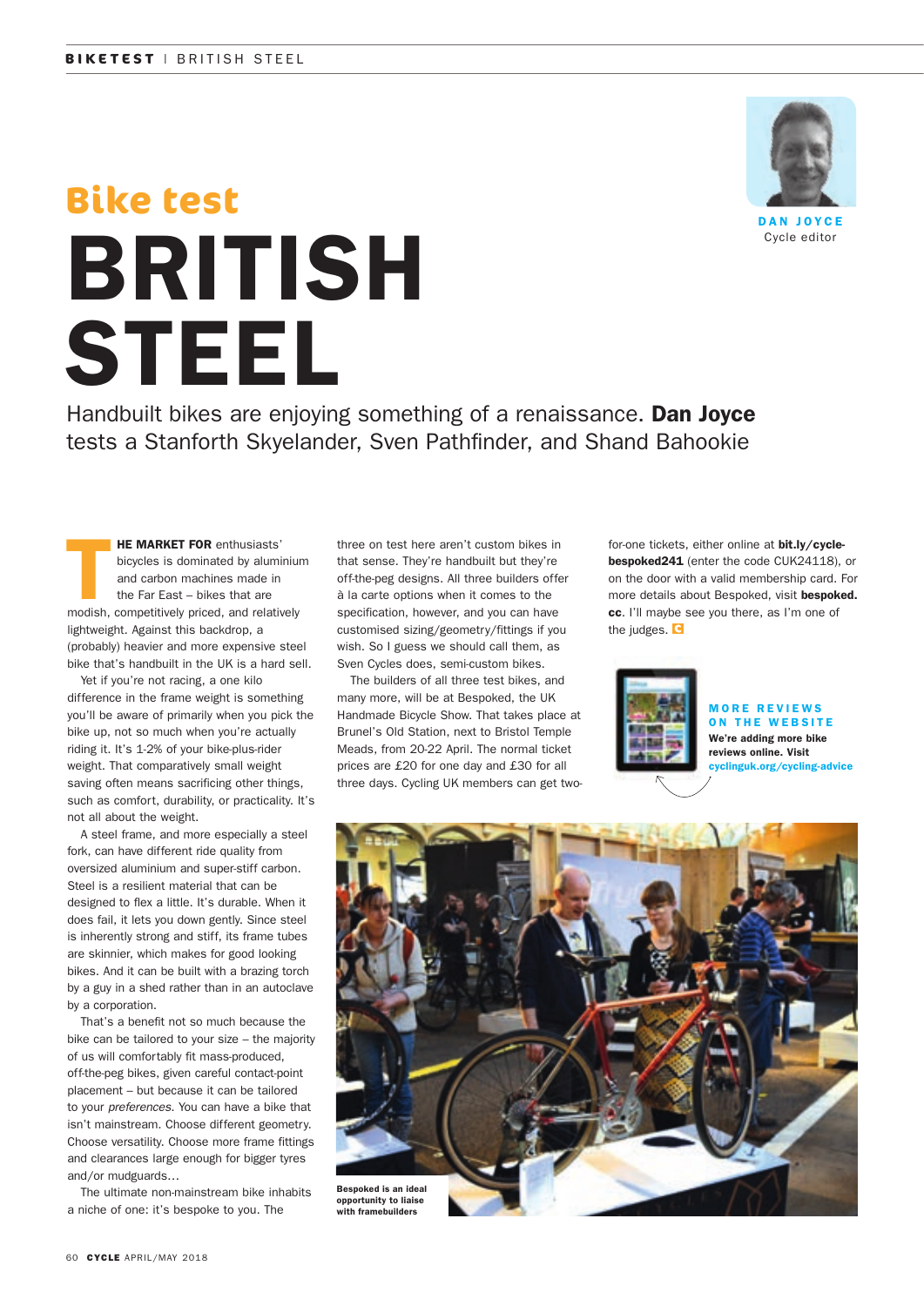# Bike test

# BRITISH STEEL

**DAN JOYCE**
Cycle editor

Handbuilt bikes are enjoying something of a renaissance. **Dan Joyce** tests a Stanforth Skyelander, Sven Pathfinder, and Shand Bahookie

**THE MARKET FOR** enthusiasts' bicycles is dominated by aluminium and carbon machines made in the Far East – bikes that are modish, competitively priced, and relatively lightweight. Against this backdrop, a (probably) heavier and more expensive steel bike that's handbuilt in the UK is a hard sell.

Yet if you're not racing, a one kilo difference in the frame weight is something you'll be aware of primarily when you pick the bike up, not so much when you're actually riding it. It's 1-2% of your bike-plus-rider weight. That comparatively small weight saving often means sacrificing other things, such as comfort, durability, or practicality. It's not all about the weight.

A steel frame, and more especially a steel fork, can have different ride quality from oversized aluminium and super-stiff carbon. Steel is a resilient material that can be designed to flex a little. It's durable. When it does fail, it lets you down gently. Since steel is inherently strong and stiff, its frame tubes are skinnier, which makes for good looking bikes. And it can be built with a brazing torch by a guy in a shed rather than in an autoclave by a corporation.

That's a benefit not so much because the bike can be tailored to your size – the majority of us will comfortably fit mass-produced, off-the-peg bikes, given careful contact-point placement – but because it can be tailored to your *preferences*. You can have a bike that isn't mainstream. Choose different geometry. Choose versatility. Choose more frame fittings and clearances large enough for bigger tyres and/or mudguards…

The ultimate non-mainstream bike inhabits a niche of one: it's bespoke to you. The three on test here aren't custom bikes in that sense. They're handbuilt but they're off-the-peg designs. All three builders offer à la carte options when it comes to the specification, however, and you can have customised sizing/geometry/fittings if you wish. So I guess we should call them, as Sven Cycles does, semi-custom bikes.

The builders of all three test bikes, and many more, will be at Bespoked, the UK Handmade Bicycle Show. That takes place at Brunel's Old Station, next to Bristol Temple Meads, from 20-22 April. The normal ticket prices are £20 for one day and £30 for all three days. Cycling UK members can get two-for-one tickets, either online at **bit.ly/cycle-bespoked241** (enter the code CUK24118), or on the door with a valid membership card. For more details about Bespoked, visit **bespoked.cc**. I'll maybe see you there, as I'm one of the judges.

**MORE REVIEWS ON THE WEBSITE**
**We're adding more bike reviews online. Visit cyclinguk.org/cycling-advice**

**Bespoked is an ideal opportunity to liaise with framebuilders**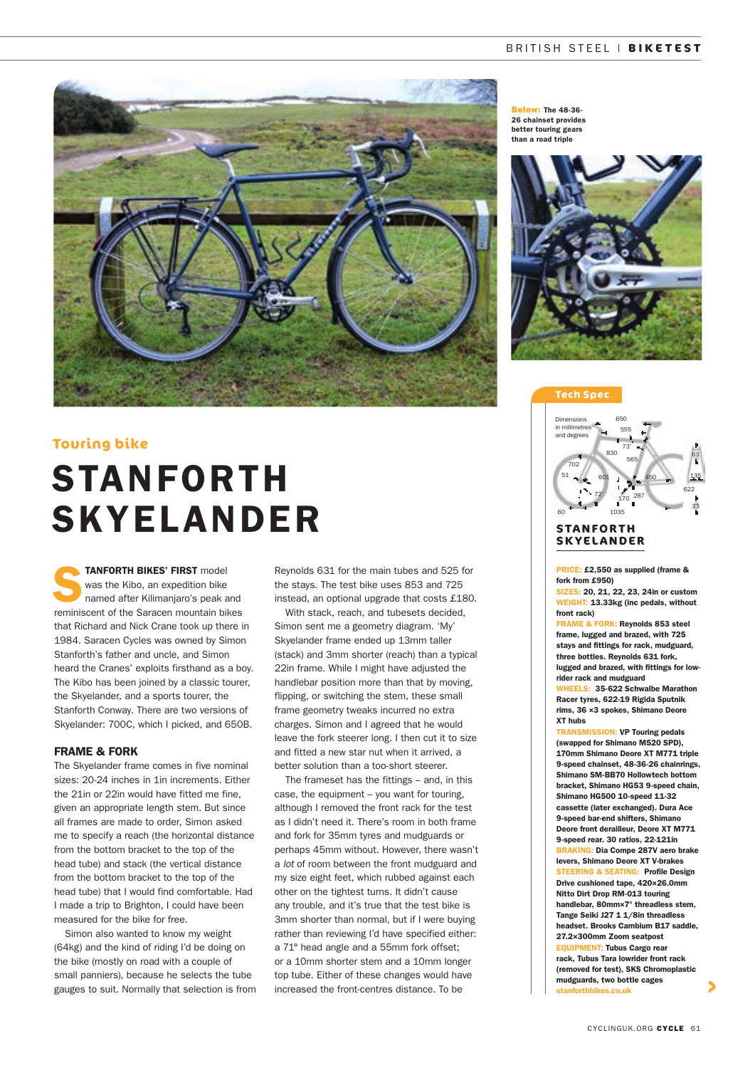Below: The 48-36-26 chainset provides better touring gears than a road triple

## Touring bike

# STANFORTH SKYELANDER

**STANFORTH BIKES' FIRST** model was the Kibo, an expedition bike named after Kilimanjaro's peak and reminiscent of the Saracen mountain bikes that Richard and Nick Crane took up there in 1984. Saracen Cycles was owned by Simon Stanforth's father and uncle, and Simon heard the Cranes' exploits firsthand as a boy. The Kibo has been joined by a classic tourer, the Skyelander, and a sports tourer, the Stanforth Conway. There are two versions of Skyelander: 700C, which I picked, and 650B.

### FRAME & FORK

The Skyelander frame comes in five nominal sizes: 20-24 inches in 1in increments. Either the 21in or 22in would have fitted me fine, given an appropriate length stem. But since all frames are made to order, Simon asked me to specify a reach (the horizontal distance from the bottom bracket to the top of the head tube) and stack (the vertical distance from the bottom bracket to the top of the head tube) that I would find comfortable. Had I made a trip to Brighton, I could have been measured for the bike for free.

Simon also wanted to know my weight (64kg) and the kind of riding I'd be doing on the bike (mostly on road with a couple of small panniers), because he selects the tube gauges to suit. Normally that selection is from Reynolds 631 for the main tubes and 525 for the stays. The test bike uses 853 and 725 instead, an optional upgrade that costs £180.

With stack, reach, and tubesets decided, Simon sent me a geometry diagram. 'My' Skyelander frame ended up 13mm taller (stack) and 3mm shorter (reach) than a typical 22in frame. While I might have adjusted the handlebar position more than that by moving, flipping, or switching the stem, these small frame geometry tweaks incurred no extra charges. Simon and I agreed that he would leave the fork steerer long. I then cut it to size and fitted a new star nut when it arrived, a better solution than a too-short steerer.

The frameset has the fittings – and, in this case, the equipment – you want for touring, although I removed the front rack for the test as I didn't need it. There's room in both frame and fork for 35mm tyres and mudguards or perhaps 45mm without. However, there wasn't a *lot* of room between the front mudguard and my size eight feet, which rubbed against each other on the tightest turns. It didn't cause any trouble, and it's true that the test bike is 3mm shorter than normal, but if I were buying rather than reviewing I'd have specified either: a 71° head angle and a 55mm fork offset; or a 10mm shorter stem and a 10mm longer top tube. Either of these changes would have increased the front-centres distance. To be

### Tech Spec

Dimensions in millimetres and degrees: 650, 555, 73°, 830, 565, 702, 51, 601, 450, 72°, 170, 287, 63, 135, 622, 33, 60, 1035

**STANFORTH SKYELANDER**

**PRICE:** £2,550 as supplied (frame & fork from £950)
**SIZES:** 20, 21, 22, 23, 24in or custom
**WEIGHT:** 13.33kg (inc pedals, without front rack)
**FRAME & FORK:** Reynolds 853 steel frame, lugged and brazed, with 725 stays and fittings for rack, mudguard, three bottles. Reynolds 631 fork, lugged and brazed, with fittings for low-rider rack and mudguard
**WHEELS:** 35-622 Schwalbe Marathon Racer tyres, 622-19 Rigida Sputnik rims, 36 ×3 spokes, Shimano Deore XT hubs
**TRANSMISSION:** VP Touring pedals (swapped for Shimano M520 SPD), 170mm Shimano Deore XT M771 triple 9-speed chainset, 48-36-26 chainrings, Shimano SM-BB70 Hollowtech bottom bracket, Shimano HG53 9-speed chain, Shimano HG500 10-speed 11-32 cassette (later exchanged). Dura Ace 9-speed bar-end shifters, Shimano Deore front derailleur, Deore XT M771 9-speed rear. 30 ratios, 22-121in
**BRAKING:** Dia Compe 287V aero brake levers, Shimano Deore XT V-brakes
**STEERING & SEATING:** Profile Design Drive cushioned tape, 420×26.0mm Nitto Dirt Drop RM-013 touring handlebar, 80mm×7° threadless stem, Tange Seiki J27 1 1/8in threadless headset. Brooks Cambium B17 saddle, 27.2×300mm Zoom seatpost
**EQUIPMENT:** Tubus Cargo rear rack, Tubus Tara lowrider front rack (removed for test), SKS Chromoplastic mudguards, two bottle cages
stanforthbikes.co.uk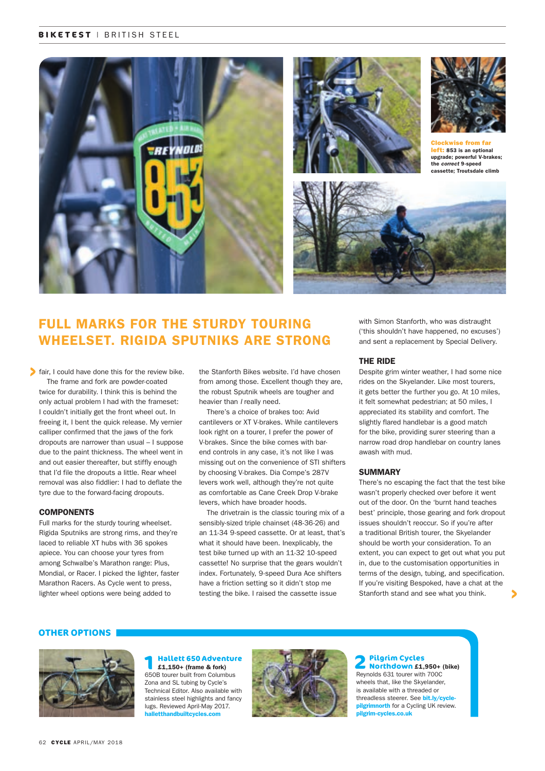Clockwise from far left: 853 is an optional upgrade; powerful V-brakes; the *correct* 9-speed cassette; Troutsdale climb

## FULL MARKS FOR THE STURDY TOURING WHEELSET. RIGIDA SPUTNIKS ARE STRONG

fair, I could have done this for the review bike.

The frame and fork are powder-coated twice for durability. I think this is behind the only actual problem I had with the frameset: I couldn't initially get the front wheel out. In freeing it, I bent the quick release. My vernier calliper confirmed that the jaws of the fork dropouts are narrower than usual – I suppose due to the paint thickness. The wheel went in and out easier thereafter, but stiffly enough that I'd file the dropouts a little. Rear wheel removal was also fiddlier: I had to deflate the tyre due to the forward-facing dropouts.

### COMPONENTS

Full marks for the sturdy touring wheelset. Rigida Sputniks are strong rims, and they're laced to reliable XT hubs with 36 spokes apiece. You can choose your tyres from among Schwalbe's Marathon range: Plus, Mondial, or Racer. I picked the lighter, faster Marathon Racers. As Cycle went to press, lighter wheel options were being added to the Stanforth Bikes website. I'd have chosen from among those. Excellent though they are, the robust Sputnik wheels are tougher and heavier than *I* really need.

There's a choice of brakes too: Avid cantilevers or XT V-brakes. While cantilevers look right on a tourer, I prefer the power of V-brakes. Since the bike comes with bar-end controls in any case, it's not like I was missing out on the convenience of STI shifters by choosing V-brakes. Dia Compe's 287V levers work well, although they're not quite as comfortable as Cane Creek Drop V-brake levers, which have broader hoods.

The drivetrain is the classic touring mix of a sensibly-sized triple chainset (48-36-26) and an 11-34 9-speed cassette. Or at least, that's what it should have been. Inexplicably, the test bike turned up with an 11-32 10-speed cassette! No surprise that the gears wouldn't index. Fortunately, 9-speed Dura Ace shifters have a friction setting so it didn't stop me testing the bike. I raised the cassette issue with Simon Stanforth, who was distraught ('this shouldn't have happened, no excuses') and sent a replacement by Special Delivery.

### THE RIDE

Despite grim winter weather, I had some nice rides on the Skyelander. Like most tourers, it gets better the further you go. At 10 miles, it felt somewhat pedestrian; at 50 miles, I appreciated its stability and comfort. The slightly flared handlebar is a good match for the bike, providing surer steering than a narrow road drop handlebar on country lanes awash with mud.

### SUMMARY

There's no escaping the fact that the test bike wasn't properly checked over before it went out of the door. On the 'burnt hand teaches best' principle, those gearing and fork dropout issues shouldn't reoccur. So if you're after a traditional British tourer, the Skyelander should be worth your consideration. To an extent, you can expect to get out what you put in, due to the customisation opportunities in terms of the design, tubing, and specification. If you're visiting Bespoked, have a chat at the Stanforth stand and see what you think.

## OTHER OPTIONS

**1 Hallett 650 Adventure £1,150+ (frame & fork)**
650B tourer built from Columbus Zona and SL tubing by Cycle's Technical Editor. Also available with stainless steel highlights and fancy lugs. Reviewed April-May 2017.
hallетthandbuiltcycles.com

**2 Pilgrim Cycles Northdown £1,950+ (bike)**
Reynolds 631 tourer with 700C wheels that, like the Skyelander, is available with a threaded or threadless steerer. See bit.ly/cycle-pilgrimnorth for a Cycling UK review.
pilgrim-cycles.co.uk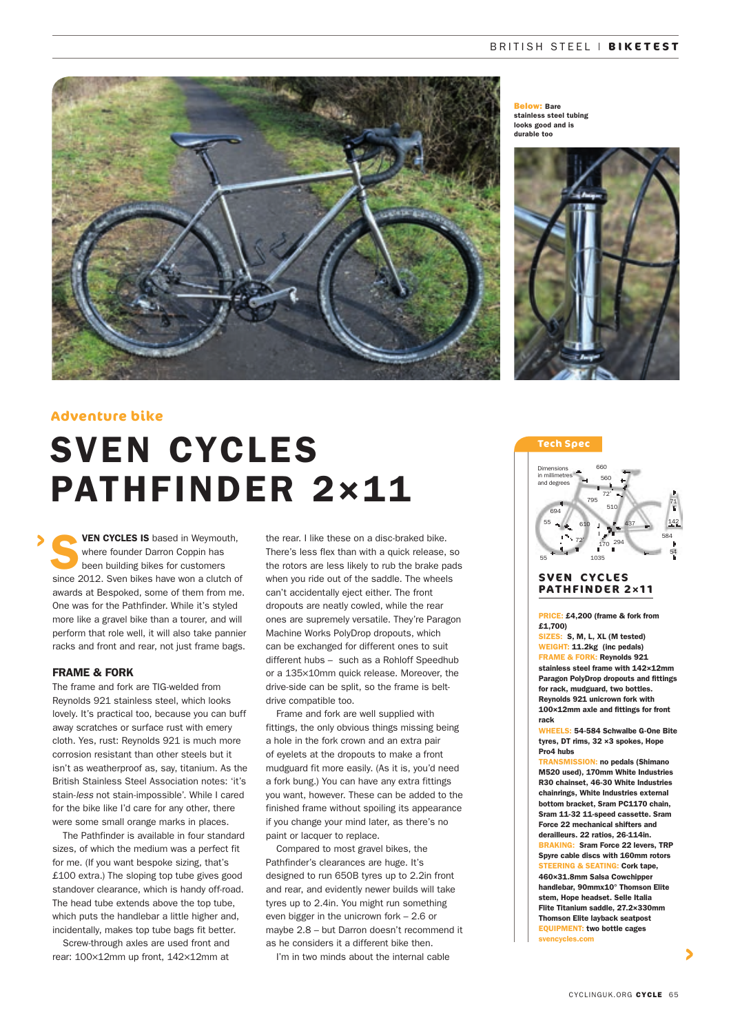Below: Bare stainless steel tubing looks good and is durable too

## Adventure bike

# SVEN CYCLES PATHFINDER 2×11

**SVEN CYCLES IS** based in Weymouth, where founder Darron Coppin has been building bikes for customers since 2012. Sven bikes have won a clutch of awards at Bespoked, some of them from me. One was for the Pathfinder. While it's styled more like a gravel bike than a tourer, and will perform that role well, it will also take pannier racks and front and rear, not just frame bags.

### FRAME & FORK

The frame and fork are TIG-welded from Reynolds 921 stainless steel, which looks lovely. It's practical too, because you can buff away scratches or surface rust with emery cloth. Yes, rust: Reynolds 921 is much more corrosion resistant than other steels but it isn't as weatherproof as, say, titanium. As the British Stainless Steel Association notes: 'it's stain-*less* not stain-impossible'. While I cared for the bike like I'd care for any other, there were some small orange marks in places.

The Pathfinder is available in four standard sizes, of which the medium was a perfect fit for me. (If you want bespoke sizing, that's £100 extra.) The sloping top tube gives good standover clearance, which is handy off-road. The head tube extends above the top tube, which puts the handlebar a little higher and, incidentally, makes top tube bags fit better.

Screw-through axles are used front and rear: 100×12mm up front, 142×12mm at the rear. I like these on a disc-braked bike. There's less flex than with a quick release, so the rotors are less likely to rub the brake pads when you ride out of the saddle. The wheels can't accidentally eject either. The front dropouts are neatly cowled, while the rear ones are supremely versatile. They're Paragon Machine Works PolyDrop dropouts, which can be exchanged for different ones to suit different hubs – such as a Rohloff Speedhub or a 135×10mm quick release. Moreover, the drive-side can be split, so the frame is belt-drive compatible too.

Frame and fork are well supplied with fittings, the only obvious things missing being a hole in the fork crown and an extra pair of eyelets at the dropouts to make a front mudguard fit more easily. (As it is, you'd need a fork bung.) You can have any extra fittings you want, however. These can be added to the finished frame without spoiling its appearance if you change your mind later, as there's no paint or lacquer to replace.

Compared to most gravel bikes, the Pathfinder's clearances are huge. It's designed to run 650B tyres up to 2.2in front and rear, and evidently newer builds will take tyres up to 2.4in. You might run something even bigger in the unicrown fork – 2.6 or maybe 2.8 – but Darron doesn't recommend it as he considers it a different bike then.

I'm in two minds about the internal cable

---

### Tech Spec

Dimensions in millimetres and degrees

660, 560, 72°, 795, 510, 694, 55, 610, 437, 72°, 170, 294, 1035, 55, 71, 142, 584, 54

**SVEN CYCLES PATHFINDER 2×11**

**PRICE:** £4,200 (frame & fork from £1,700)
**SIZES:** S, M, L, XL (M tested)
**WEIGHT:** 11.2kg (inc pedals)
**FRAME & FORK:** Reynolds 921 stainless steel frame with 142×12mm Paragon PolyDrop dropouts and fittings for rack, mudguard, two bottles. Reynolds 921 unicrown fork with 100×12mm axle and fittings for front rack
**WHEELS:** 54-584 Schwalbe G-One Bite tyres, DT rims, 32 ×3 spokes, Hope Pro4 hubs
**TRANSMISSION:** no pedals (Shimano M520 used), 170mm White Industries R30 chainset, 46-30 White Industries chainrings, White Industries external bottom bracket, Sram PC1170 chain, Sram 11-32 11-speed cassette. Sram Force 22 mechanical shifters and derailleurs. 22 ratios, 26-114in.
**BRAKING:** Sram Force 22 levers, TRP Spyre cable discs with 160mm rotors
**STEERING & SEATING:** Cork tape, 460×31.8mm Salsa Cowchipper handlebar, 90mmx10° Thomson Elite stem, Hope headset. Selle Italia Flite Titanium saddle, 27.2×330mm Thomson Elite layback seatpost
**EQUIPMENT:** two bottle cages
svencycles.com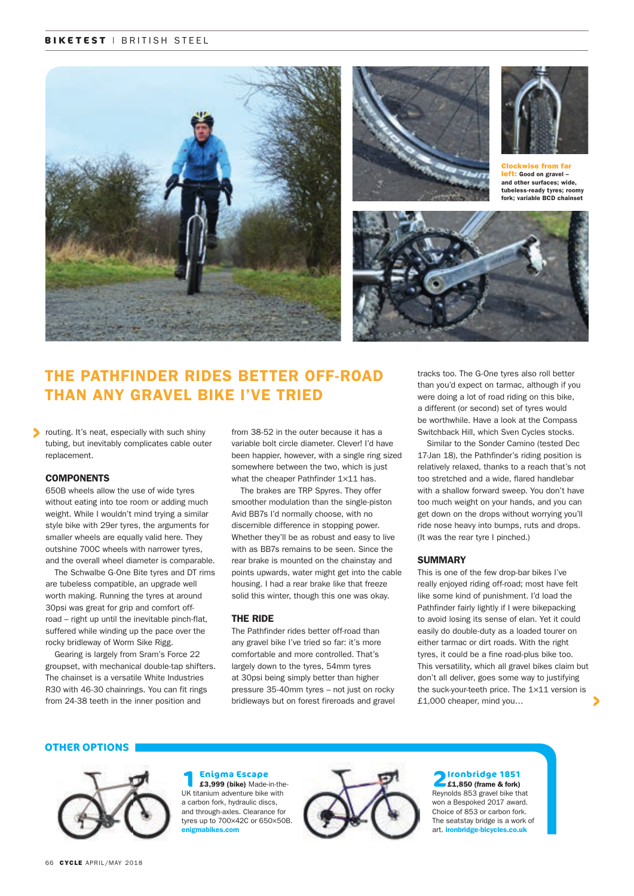**Clockwise from far left:** Good on gravel – and other surfaces; wide, tubeless-ready tyres; roomy fork; variable BCD chainset

## THE PATHFINDER RIDES BETTER OFF-ROAD THAN ANY GRAVEL BIKE I'VE TRIED

routing. It's neat, especially with such shiny tubing, but inevitably complicates cable outer replacement.

### COMPONENTS

650B wheels allow the use of wide tyres without eating into toe room or adding much weight. While I wouldn't mind trying a similar style bike with 29er tyres, the arguments for smaller wheels are equally valid here. They outshine 700C wheels with narrower tyres, and the overall wheel diameter is comparable.

The Schwalbe G-One Bite tyres and DT rims are tubeless compatible, an upgrade well worth making. Running the tyres at around 30psi was great for grip and comfort off-road – right up until the inevitable pinch-flat, suffered while winding up the pace over the rocky bridleway of Worm Sike Rigg.

Gearing is largely from Sram's Force 22 groupset, with mechanical double-tap shifters. The chainset is a versatile White Industries R30 with 46-30 chainrings. You can fit rings from 24-38 teeth in the inner position and from 38-52 in the outer because it has a variable bolt circle diameter. Clever! I'd have been happier, however, with a single ring sized somewhere between the two, which is just what the cheaper Pathfinder 1×11 has.

The brakes are TRP Spyres. They offer smoother modulation than the single-piston Avid BB7s I'd normally choose, with no discernible difference in stopping power. Whether they'll be as robust and easy to live with as BB7s remains to be seen. Since the rear brake is mounted on the chainstay and points upwards, water might get into the cable housing. I had a rear brake like that freeze solid this winter, though this one was okay.

### THE RIDE

The Pathfinder rides better off-road than any gravel bike I've tried so far: it's more comfortable and more controlled. That's largely down to the tyres, 54mm tyres at 30psi being simply better than higher pressure 35-40mm tyres – not just on rocky bridleways but on forest fireroads and gravel tracks too. The G-One tyres also roll better than you'd expect on tarmac, although if you were doing a lot of road riding on this bike, a different (or second) set of tyres would be worthwhile. Have a look at the Compass Switchback Hill, which Sven Cycles stocks.

Similar to the Sonder Camino (tested Dec 17-Jan 18), the Pathfinder's riding position is relatively relaxed, thanks to a reach that's not too stretched and a wide, flared handlebar with a shallow forward sweep. You don't have too much weight on your hands, and you can get down on the drops without worrying you'll ride nose heavy into bumps, ruts and drops. (It was the rear tyre I pinched.)

### SUMMARY

This is one of the few drop-bar bikes I've really enjoyed riding off-road; most have felt like some kind of punishment. I'd load the Pathfinder fairly lightly if I were bikepacking to avoid losing its sense of elan. Yet it could easily do double-duty as a loaded tourer on either tarmac or dirt roads. With the right tyres, it could be a fine road-plus bike too. This versatility, which all gravel bikes claim but don't all deliver, goes some way to justifying the suck-your-teeth price. The 1×11 version is £1,000 cheaper, mind you…

## OTHER OPTIONS

**1 Enigma Escape**
**£3,999 (bike)** Made-in-the-UK titanium adventure bike with a carbon fork, hydraulic discs, and through-axles. Clearance for tyres up to 700×42C or 650×50B. enigmabikes.com

**2 Ironbridge 1851**
**£1,850 (frame & fork)** Reynolds 853 gravel bike that won a Bespoked 2017 award. Choice of 853 or carbon fork. The seatstay bridge is a work of art. ironbridge-bicycles.co.uk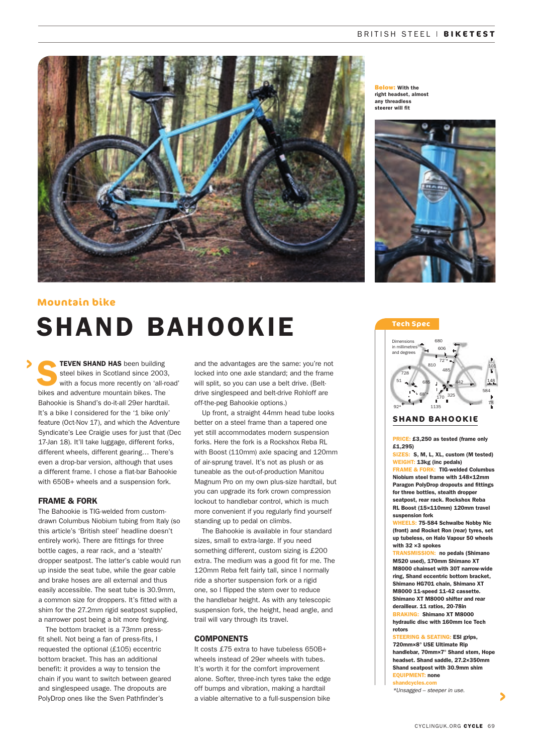**Below:** With the right headset, almost any threadless steerer will fit

## Mountain bike

# SHAND BAHOOKIE

**STEVEN SHAND HAS** been building steel bikes in Scotland since 2003, with a focus more recently on 'all-road' bikes and adventure mountain bikes. The Bahookie is Shand's do-it-all 29er hardtail. It's a bike I considered for the '1 bike only' feature (Oct-Nov 17), and which the Adventure Syndicate's Lee Craigie uses for just that (Dec 17-Jan 18). It'll take luggage, different forks, different wheels, different gearing… There's even a drop-bar version, although that uses a different frame. I chose a flat-bar Bahookie with 650B+ wheels and a suspension fork.

### FRAME & FORK

The Bahookie is TIG-welded from custom-drawn Columbus Niobium tubing from Italy (so this article's 'British steel' headline doesn't entirely work). There are fittings for three bottle cages, a rear rack, and a 'stealth' dropper seatpost. The latter's cable would run up inside the seat tube, while the gear cable and brake hoses are all external and thus easily accessible. The seat tube is 30.9mm, a common size for droppers. It's fitted with a shim for the 27.2mm rigid seatpost supplied, a narrower post being a bit more forgiving.

The bottom bracket is a 73mm press-fit shell. Not being a fan of press-fits, I requested the optional (£105) eccentric bottom bracket. This has an additional benefit: it provides a way to tension the chain if you want to switch between geared and singlespeed usage. The dropouts are PolyDrop ones like the Sven Pathfinder's and the advantages are the same: you're not locked into one axle standard; and the frame will split, so you can use a belt drive. (Belt-drive singlespeed and belt-drive Rohloff are off-the-peg Bahookie options.)

Up front, a straight 44mm head tube looks better on a steel frame than a tapered one yet still accommodates modern suspension forks. Here the fork is a Rockshox Reba RL with Boost (110mm) axle spacing and 120mm of air-sprung travel. It's not as plush or as tuneable as the out-of-production Manitou Magnum Pro on my own plus-size hardtail, but you can upgrade its fork crown compression lockout to handlebar control, which is much more convenient if you regularly find yourself standing up to pedal on climbs.

The Bahookie is available in four standard sizes, small to extra-large. If you need something different, custom sizing is £200 extra. The medium was a good fit for me. The 120mm Reba felt fairly tall, since I normally ride a shorter suspension fork or a rigid one, so I flipped the stem over to reduce the handlebar height. As with any telescopic suspension fork, the height, head angle, and trail will vary through its travel.

### COMPONENTS

It costs £75 extra to have tubeless 650B+ wheels instead of 29er wheels with tubes. It's worth it for the comfort improvement alone. Softer, three-inch tyres take the edge off bumps and vibration, making a hardtail a viable alternative to a full-suspension bike

---

**Tech Spec**

Dimensions in millimetres and degrees

680, 606, 72°*, 810, 485, 101, 728, 51, 685, 442, 148, 68°*, 170, 325, 584, 92*, 1135, 78

**SHAND BAHOOKIE**

**PRICE:** £3,250 as tested (frame only £1,295)

**SIZES:** S, M, L, XL, custom (M tested)

**WEIGHT:** 13kg (inc pedals)

**FRAME & FORK:** TIG-welded Columbus Niobium steel frame with 148×12mm Paragon PolyDrop dropouts and fittings for three bottles, stealth dropper seatpost, rear rack. Rockshox Reba RL Boost (15×110mm) 120mm travel suspension fork

**WHEELS:** 75-584 Schwalbe Nobby Nic (front) and Rocket Ron (rear) tyres, set up tubeless, on Halo Vapour 50 wheels with 32 ×3 spokes

**TRANSMISSION:** no pedals (Shimano M520 used), 170mm Shimano XT M8000 chainset with 30T narrow-wide ring, Shand eccentric bottom bracket, Shimano HG701 chain, Shimano XT M8000 11-speed 11-42 cassette. Shimano XT M8000 shifter and rear derailleur. 11 ratios, 20-78in

**BRAKING:** Shimano XT M8000 hydraulic disc with 160mm Ice Tech rotors

**STEERING & SEATING:** ESI grips, 720mm×8° USE Ultimate Rip handlebar, 70mm×7° Shand stem, Hope headset. Shand saddle, 27.2×350mm Shand seatpost with 30.9mm shim

**EQUIPMENT:** none

shandcycles.com

*Unsagged – steeper in use.*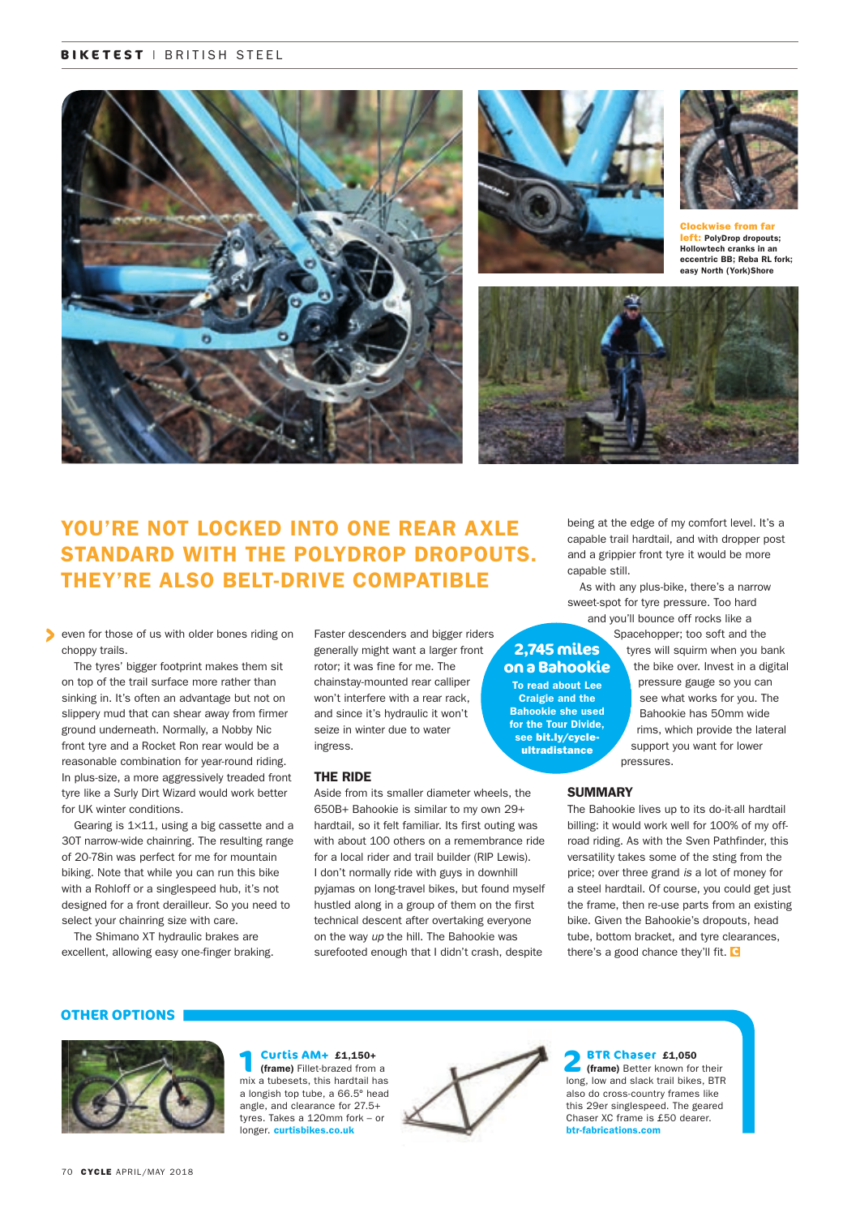Clockwise from far left: PolyDrop dropouts; Hollowtech cranks in an eccentric BB; Reba RL fork; easy North (York)Shore

## YOU'RE NOT LOCKED INTO ONE REAR AXLE STANDARD WITH THE POLYDROP DROPOUTS. THEY'RE ALSO BELT-DRIVE COMPATIBLE

even for those of us with older bones riding on choppy trails.

The tyres' bigger footprint makes them sit on top of the trail surface more rather than sinking in. It's often an advantage but not on slippery mud that can shear away from firmer ground underneath. Normally, a Nobby Nic front tyre and a Rocket Ron rear would be a reasonable combination for year-round riding. In plus-size, a more aggressively treaded front tyre like a Surly Dirt Wizard would work better for UK winter conditions.

Gearing is 1×11, using a big cassette and a 30T narrow-wide chainring. The resulting range of 20-78in was perfect for me for mountain biking. Note that while you can run this bike with a Rohloff or a singlespeed hub, it's not designed for a front derailleur. So you need to select your chainring size with care.

The Shimano XT hydraulic brakes are excellent, allowing easy one-finger braking. Faster descenders and bigger riders generally might want a larger front rotor; it was fine for me. The chainstay-mounted rear calliper won't interfere with a rear rack, and since it's hydraulic it won't seize in winter due to water ingress.

### THE RIDE

Aside from its smaller diameter wheels, the 650B+ Bahookie is similar to my own 29+ hardtail, so it felt familiar. Its first outing was with about 100 others on a remembrance ride for a local rider and trail builder (RIP Lewis). I don't normally ride with guys in downhill pyjamas on long-travel bikes, but found myself hustled along in a group of them on the first technical descent after overtaking everyone on the way *up* the hill. The Bahookie was surefooted enough that I didn't crash, despite being at the edge of my comfort level. It's a capable trail hardtail, and with dropper post and a grippier front tyre it would be more capable still.

As with any plus-bike, there's a narrow sweet-spot for tyre pressure. Too hard and you'll bounce off rocks like a Spacehopper; too soft and the tyres will squirm when you bank the bike over. Invest in a digital pressure gauge so you can see what works for you. The Bahookie has 50mm wide rims, which provide the lateral support you want for lower pressures.

**2,745 miles on a Bahookie**

**To read about Lee Craigie and the Bahookie she used for the Tour Divide, see bit.ly/cycle-ultradistance**

### SUMMARY

The Bahookie lives up to its do-it-all hardtail billing: it would work well for 100% of my off-road riding. As with the Sven Pathfinder, this versatility takes some of the sting from the price; over three grand *is* a lot of money for a steel hardtail. Of course, you could get just the frame, then re-use parts from an existing bike. Given the Bahookie's dropouts, head tube, bottom bracket, and tyre clearances, there's a good chance they'll fit.

## OTHER OPTIONS

**1 Curtis AM+ £1,150+**
**(frame)** Fillet-brazed from a mix a tubesets, this hardtail has a longish top tube, a 66.5° head angle, and clearance for 27.5+ tyres. Takes a 120mm fork – or longer. **curtisbikes.co.uk**

**2 BTR Chaser £1,050**
**(frame)** Better known for their long, low and slack trail bikes, BTR also do cross-country frames like this 29er singlespeed. The geared Chaser XC frame is £50 dearer. **btr-fabrications.com**